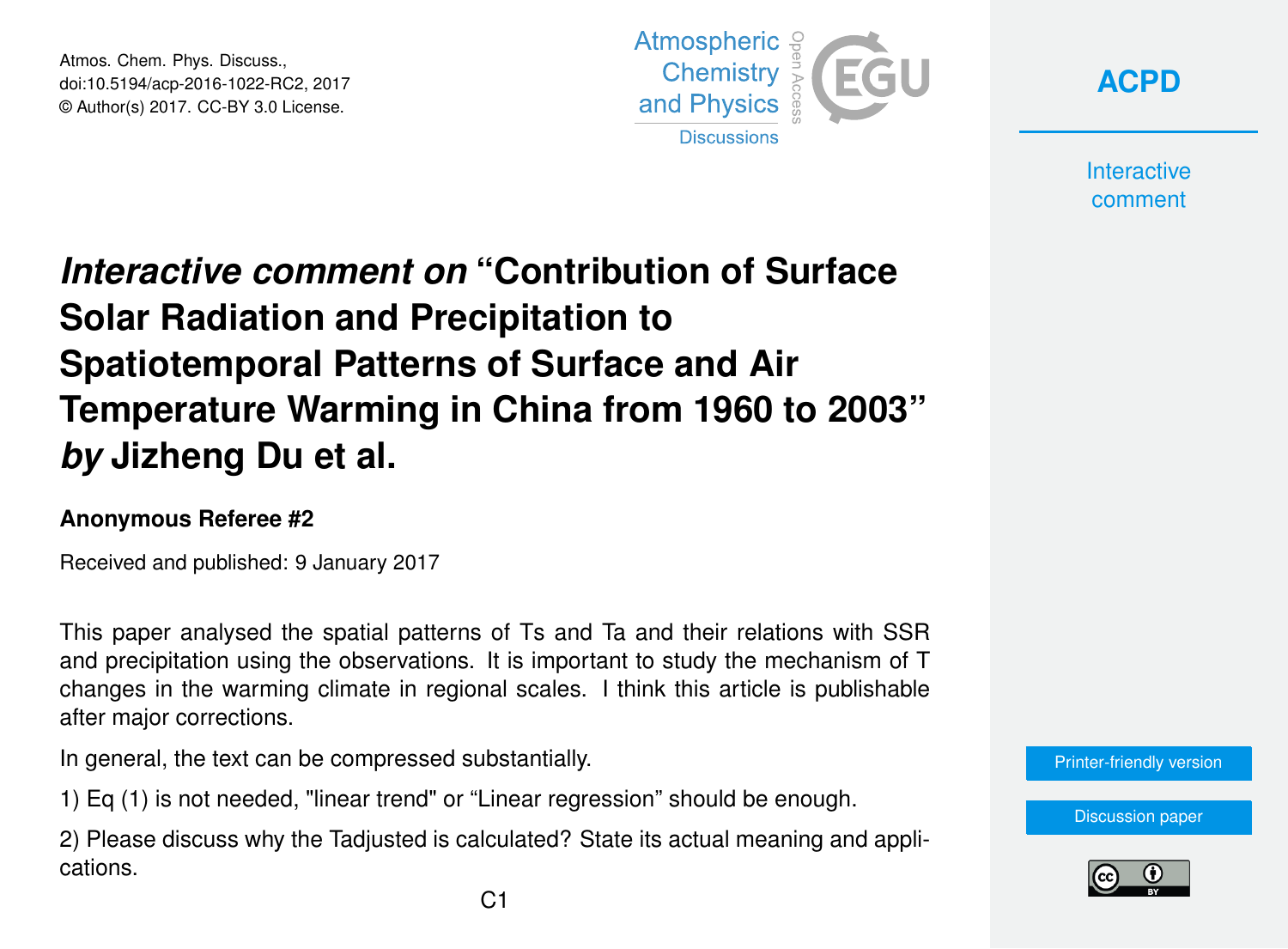# *Interactive comment on* "Contribution of Surface Solar Radiation and Precipitation to Spatiotemporal Patterns of Surface and Air Temperature Warming in China from 1960 to 2003" *by* Jizheng Du et al.

**Anonymous Referee #2**

Received and published: 9 January 2017

This paper analysed the spatial patterns of Ts and Ta and their relations with SSR and precipitation using the observations. It is important to study the mechanism of T changes in the warming climate in regional scales. I think this article is publishable after major corrections.

In general, the text can be compressed substantially.

1) Eq (1) is not needed, "linear trend" or "Linear regression" should be enough.

2) Please discuss why the Tadjusted is calculated? State its actual meaning and applications.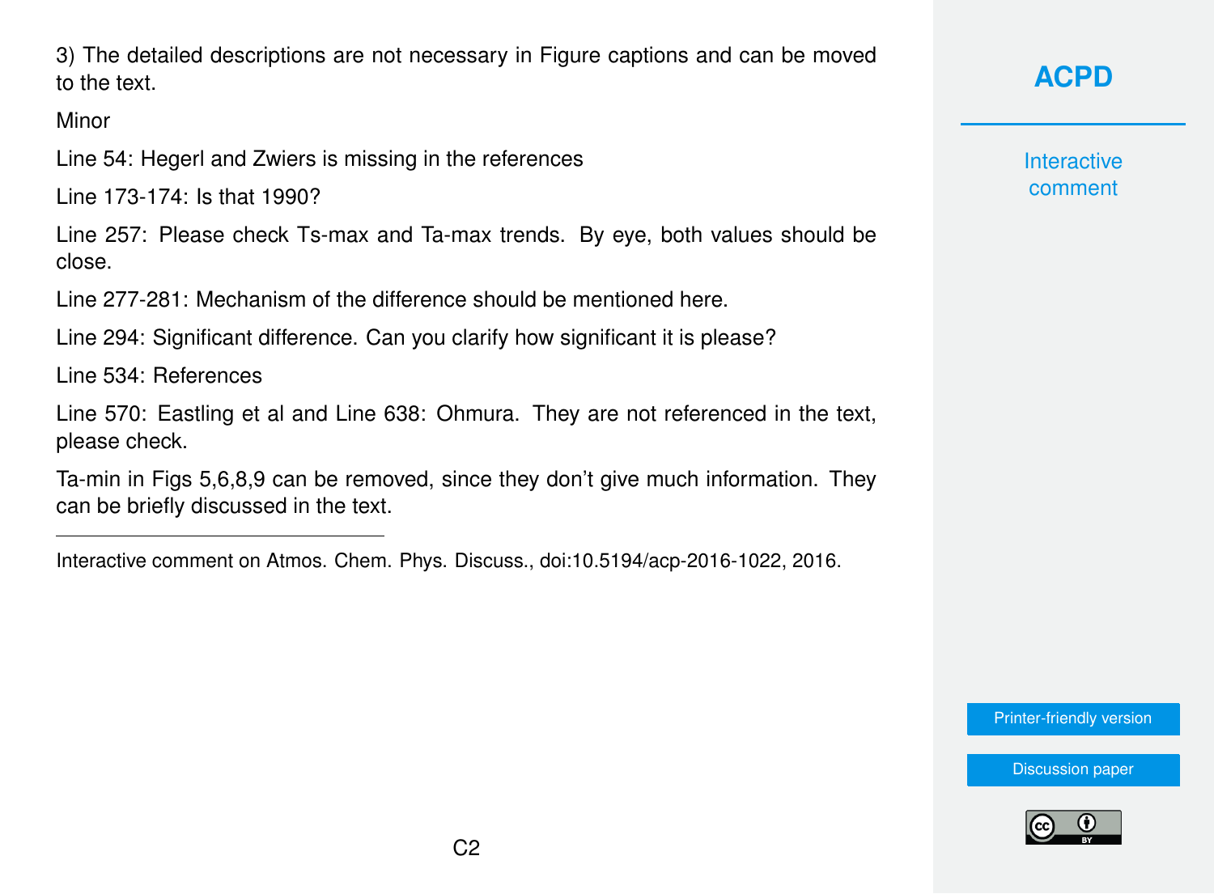3) The detailed descriptions are not necessary in Figure captions and can be moved to the text.

Minor

Line 54: Hegerl and Zwiers is missing in the references

Line 173-174: Is that 1990?

Line 257: Please check Ts-max and Ta-max trends. By eye, both values should be close.

Line 277-281: Mechanism of the difference should be mentioned here.

Line 294: Significant difference. Can you clarify how significant it is please?

Line 534: References

Line 570: Eastling et al and Line 638: Ohmura. They are not referenced in the text, please check.

Ta-min in Figs 5,6,8,9 can be removed, since they don't give much information. They can be briefly discussed in the text.

---

Interactive comment on Atmos. Chem. Phys. Discuss., doi:10.5194/acp-2016-1022, 2016.